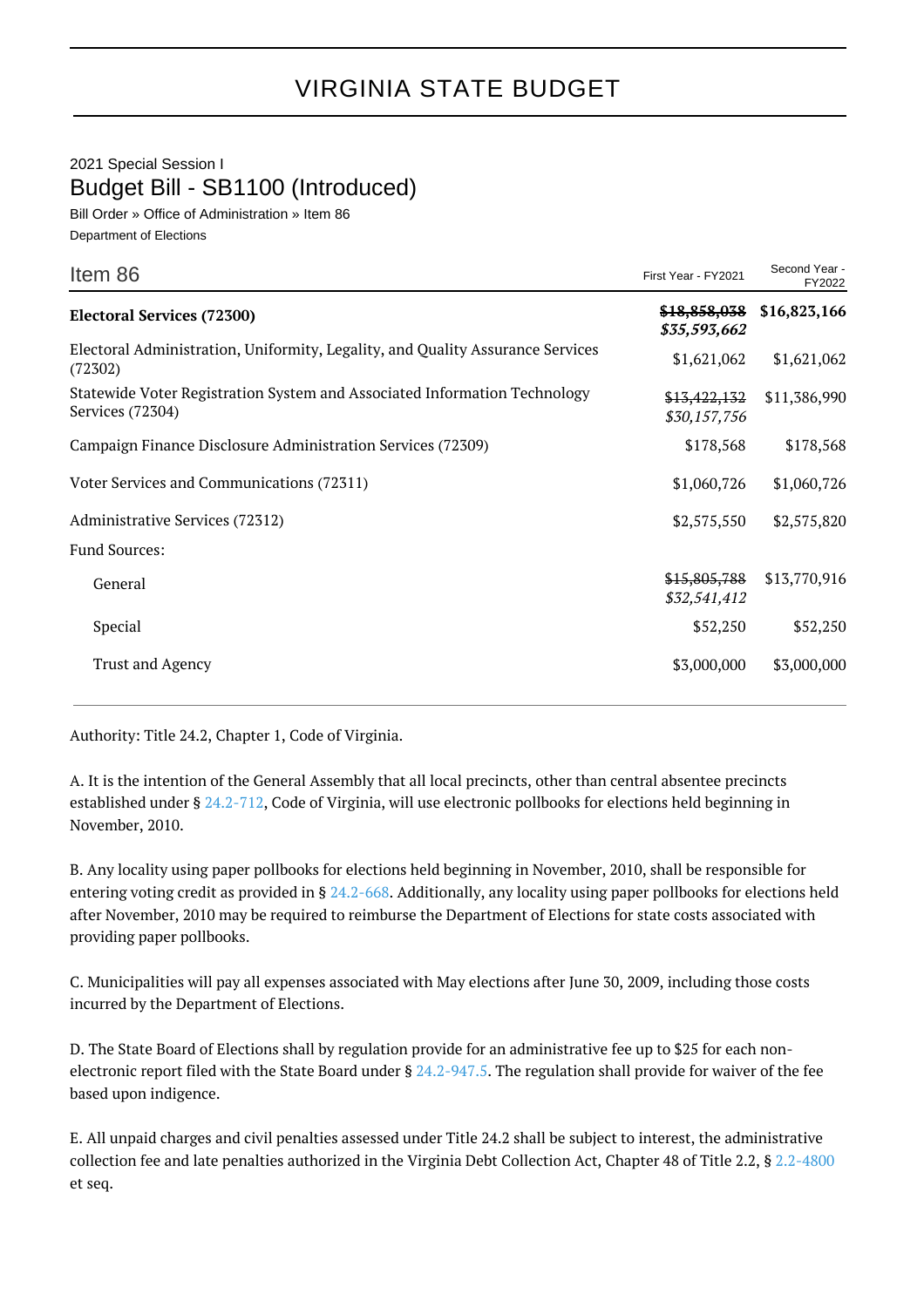# VIRGINIA STATE BUDGET

2021 Special Session I

## Budget Bill - SB1100 (Introduced)

Bill Order » Office of Administration » Item 86

Department of Elections

| Item 86 | First Year - FY2021 | Second Year - FY2022 |
|---|---|---|
| **Electoral Services (72300)** | ~~**$18,858,038**~~ ***$35,593,662*** | **$16,823,166** |
| Electoral Administration, Uniformity, Legality, and Quality Assurance Services (72302) | $1,621,062 | $1,621,062 |
| Statewide Voter Registration System and Associated Information Technology Services (72304) | ~~$13,422,132~~ *$30,157,756* | $11,386,990 |
| Campaign Finance Disclosure Administration Services (72309) | $178,568 | $178,568 |
| Voter Services and Communications (72311) | $1,060,726 | $1,060,726 |
| Administrative Services (72312) | $2,575,550 | $2,575,820 |
| Fund Sources: | | |
| General | ~~$15,805,788~~ *$32,541,412* | $13,770,916 |
| Special | $52,250 | $52,250 |
| Trust and Agency | $3,000,000 | $3,000,000 |

Authority: Title 24.2, Chapter 1, Code of Virginia.

A. It is the intention of the General Assembly that all local precincts, other than central absentee precincts established under § 24.2-712, Code of Virginia, will use electronic pollbooks for elections held beginning in November, 2010.

B. Any locality using paper pollbooks for elections held beginning in November, 2010, shall be responsible for entering voting credit as provided in § 24.2-668. Additionally, any locality using paper pollbooks for elections held after November, 2010 may be required to reimburse the Department of Elections for state costs associated with providing paper pollbooks.

C. Municipalities will pay all expenses associated with May elections after June 30, 2009, including those costs incurred by the Department of Elections.

D. The State Board of Elections shall by regulation provide for an administrative fee up to $25 for each non-electronic report filed with the State Board under § 24.2-947.5. The regulation shall provide for waiver of the fee based upon indigence.

E. All unpaid charges and civil penalties assessed under Title 24.2 shall be subject to interest, the administrative collection fee and late penalties authorized in the Virginia Debt Collection Act, Chapter 48 of Title 2.2, § 2.2-4800 et seq.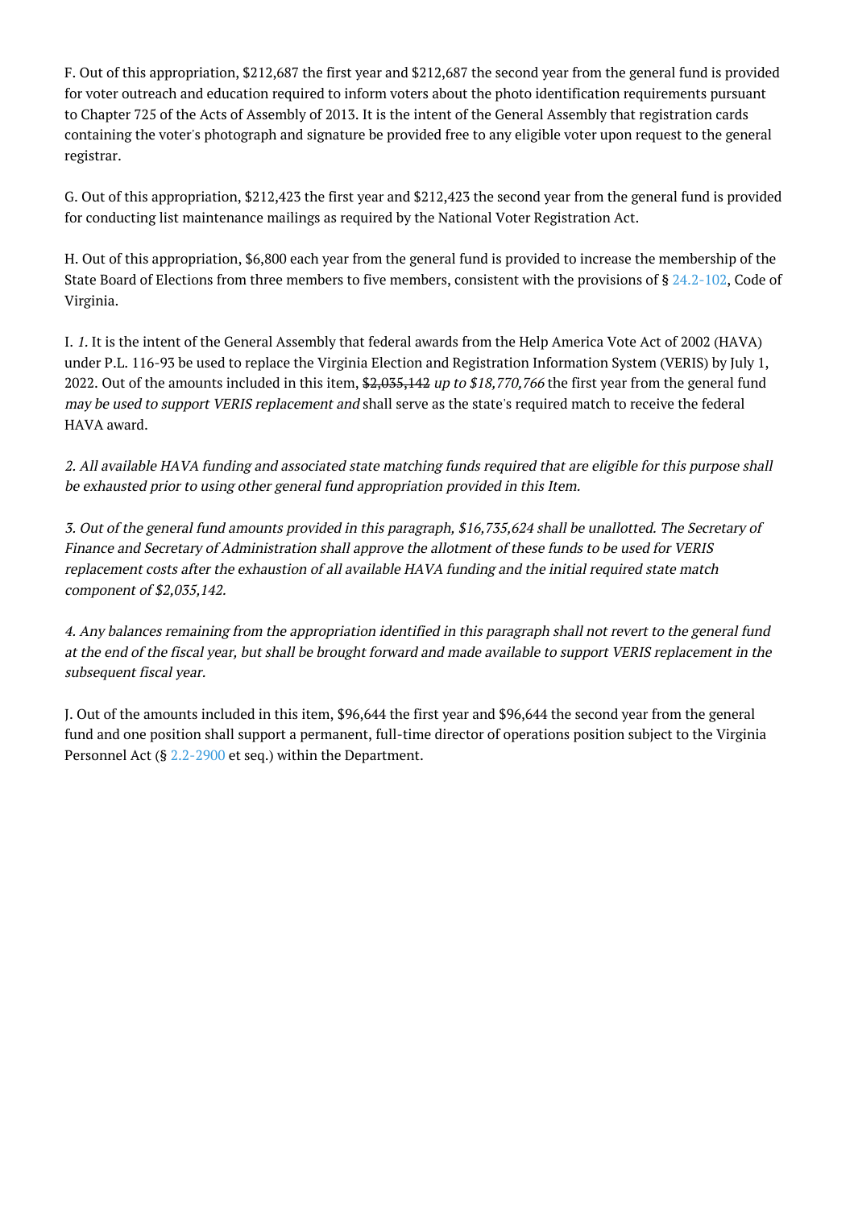F. Out of this appropriation, $212,687 the first year and $212,687 the second year from the general fund is provided for voter outreach and education required to inform voters about the photo identification requirements pursuant to Chapter 725 of the Acts of Assembly of 2013. It is the intent of the General Assembly that registration cards containing the voter's photograph and signature be provided free to any eligible voter upon request to the general registrar.

G. Out of this appropriation, $212,423 the first year and $212,423 the second year from the general fund is provided for conducting list maintenance mailings as required by the National Voter Registration Act.

H. Out of this appropriation, $6,800 each year from the general fund is provided to increase the membership of the State Board of Elections from three members to five members, consistent with the provisions of § 24.2-102, Code of Virginia.

I. *1.* It is the intent of the General Assembly that federal awards from the Help America Vote Act of 2002 (HAVA) under P.L. 116-93 be used to replace the Virginia Election and Registration Information System (VERIS) by July 1, 2022. Out of the amounts included in this item, ~~$2,035,142~~ *up to $18,770,766* the first year from the general fund *may be used to support VERIS replacement and* shall serve as the state's required match to receive the federal HAVA award.

*2. All available HAVA funding and associated state matching funds required that are eligible for this purpose shall be exhausted prior to using other general fund appropriation provided in this Item.*

*3. Out of the general fund amounts provided in this paragraph, $16,735,624 shall be unallotted. The Secretary of Finance and Secretary of Administration shall approve the allotment of these funds to be used for VERIS replacement costs after the exhaustion of all available HAVA funding and the initial required state match component of $2,035,142.*

*4. Any balances remaining from the appropriation identified in this paragraph shall not revert to the general fund at the end of the fiscal year, but shall be brought forward and made available to support VERIS replacement in the subsequent fiscal year.*

J. Out of the amounts included in this item, $96,644 the first year and $96,644 the second year from the general fund and one position shall support a permanent, full-time director of operations position subject to the Virginia Personnel Act (§ 2.2-2900 et seq.) within the Department.